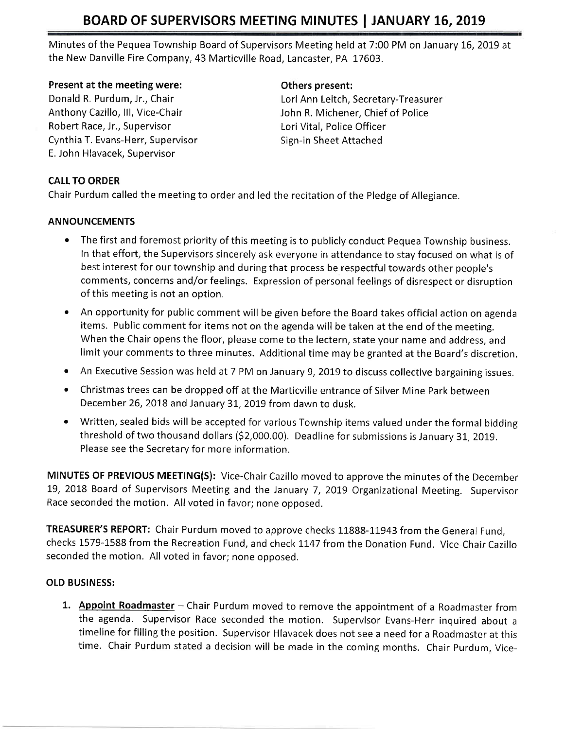# BOARD OF SUPERVISORS MEETING MINUTES | JANUARY 16, 2019

Minutes of the Pequea Township Board of Supervisors Meeting held at 7:00 PM on January 16, 2019 at the New Danville Fire Company, 43 Marticville Road, Lancaster, PA 17603.

**Present at the meeting were:**
Donald R. Purdum, Jr., Chair
Anthony Cazillo, III, Vice-Chair
Robert Race, Jr., Supervisor
Cynthia T. Evans-Herr, Supervisor
E. John Hlavacek, Supervisor

**Others present:**
Lori Ann Leitch, Secretary-Treasurer
John R. Michener, Chief of Police
Lori Vital, Police Officer
Sign-in Sheet Attached

## CALL TO ORDER

Chair Purdum called the meeting to order and led the recitation of the Pledge of Allegiance.

## ANNOUNCEMENTS

- The first and foremost priority of this meeting is to publicly conduct Pequea Township business. In that effort, the Supervisors sincerely ask everyone in attendance to stay focused on what is of best interest for our township and during that process be respectful towards other people's comments, concerns and/or feelings. Expression of personal feelings of disrespect or disruption of this meeting is not an option.
- An opportunity for public comment will be given before the Board takes official action on agenda items. Public comment for items not on the agenda will be taken at the end of the meeting. When the Chair opens the floor, please come to the lectern, state your name and address, and limit your comments to three minutes. Additional time may be granted at the Board's discretion.
- An Executive Session was held at 7 PM on January 9, 2019 to discuss collective bargaining issues.
- Christmas trees can be dropped off at the Marticville entrance of Silver Mine Park between December 26, 2018 and January 31, 2019 from dawn to dusk.
- Written, sealed bids will be accepted for various Township items valued under the formal bidding threshold of two thousand dollars ($2,000.00). Deadline for submissions is January 31, 2019. Please see the Secretary for more information.

**MINUTES OF PREVIOUS MEETING(S):** Vice-Chair Cazillo moved to approve the minutes of the December 19, 2018 Board of Supervisors Meeting and the January 7, 2019 Organizational Meeting. Supervisor Race seconded the motion. All voted in favor; none opposed.

**TREASURER'S REPORT:** Chair Purdum moved to approve checks 11888-11943 from the General Fund, checks 1579-1588 from the Recreation Fund, and check 1147 from the Donation Fund. Vice-Chair Cazillo seconded the motion. All voted in favor; none opposed.

## OLD BUSINESS:

1. **Appoint Roadmaster** – Chair Purdum moved to remove the appointment of a Roadmaster from the agenda. Supervisor Race seconded the motion. Supervisor Evans-Herr inquired about a timeline for filling the position. Supervisor Hlavacek does not see a need for a Roadmaster at this time. Chair Purdum stated a decision will be made in the coming months. Chair Purdum, Vice-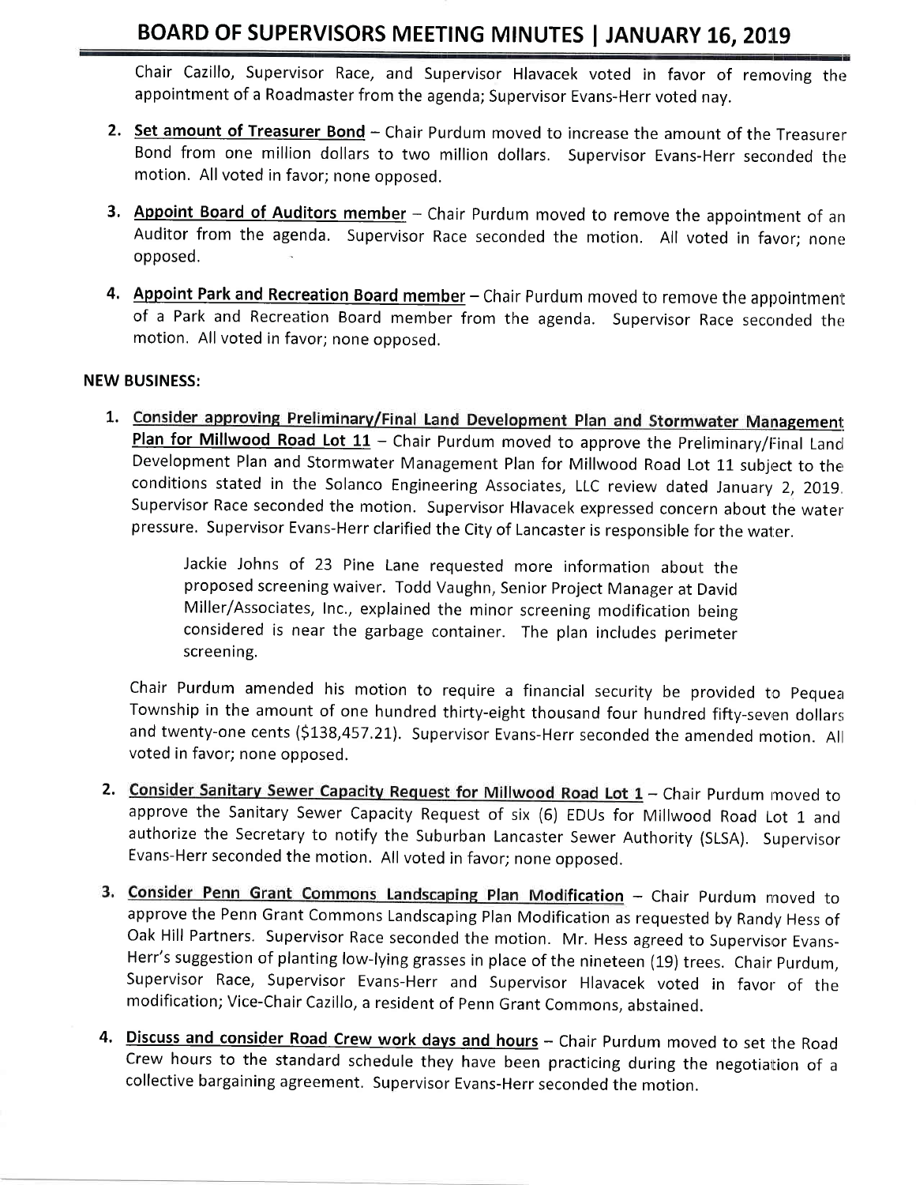Chair Cazillo, Supervisor Race, and Supervisor Hlavacek voted in favor of removing the appointment of a Roadmaster from the agenda; Supervisor Evans-Herr voted nay.

2. **Set amount of Treasurer Bond** – Chair Purdum moved to increase the amount of the Treasurer Bond from one million dollars to two million dollars. Supervisor Evans-Herr seconded the motion. All voted in favor; none opposed.

3. **Appoint Board of Auditors member** – Chair Purdum moved to remove the appointment of an Auditor from the agenda. Supervisor Race seconded the motion. All voted in favor; none opposed.

4. **Appoint Park and Recreation Board member** – Chair Purdum moved to remove the appointment of a Park and Recreation Board member from the agenda. Supervisor Race seconded the motion. All voted in favor; none opposed.

**NEW BUSINESS:**

1. **Consider approving Preliminary/Final Land Development Plan and Stormwater Management Plan for Millwood Road Lot 11** – Chair Purdum moved to approve the Preliminary/Final Land Development Plan and Stormwater Management Plan for Millwood Road Lot 11 subject to the conditions stated in the Solanco Engineering Associates, LLC review dated January 2, 2019. Supervisor Race seconded the motion. Supervisor Hlavacek expressed concern about the water pressure. Supervisor Evans-Herr clarified the City of Lancaster is responsible for the water.

   > Jackie Johns of 23 Pine Lane requested more information about the proposed screening waiver. Todd Vaughn, Senior Project Manager at David Miller/Associates, Inc., explained the minor screening modification being considered is near the garbage container. The plan includes perimeter screening.

   Chair Purdum amended his motion to require a financial security be provided to Pequea Township in the amount of one hundred thirty-eight thousand four hundred fifty-seven dollars and twenty-one cents ($138,457.21). Supervisor Evans-Herr seconded the amended motion. All voted in favor; none opposed.

2. **Consider Sanitary Sewer Capacity Request for Millwood Road Lot 1** – Chair Purdum moved to approve the Sanitary Sewer Capacity Request of six (6) EDUs for Millwood Road Lot 1 and authorize the Secretary to notify the Suburban Lancaster Sewer Authority (SLSA). Supervisor Evans-Herr seconded the motion. All voted in favor; none opposed.

3. **Consider Penn Grant Commons Landscaping Plan Modification** – Chair Purdum moved to approve the Penn Grant Commons Landscaping Plan Modification as requested by Randy Hess of Oak Hill Partners. Supervisor Race seconded the motion. Mr. Hess agreed to Supervisor Evans-Herr's suggestion of planting low-lying grasses in place of the nineteen (19) trees. Chair Purdum, Supervisor Race, Supervisor Evans-Herr and Supervisor Hlavacek voted in favor of the modification; Vice-Chair Cazillo, a resident of Penn Grant Commons, abstained.

4. **Discuss and consider Road Crew work days and hours** – Chair Purdum moved to set the Road Crew hours to the standard schedule they have been practicing during the negotiation of a collective bargaining agreement. Supervisor Evans-Herr seconded the motion.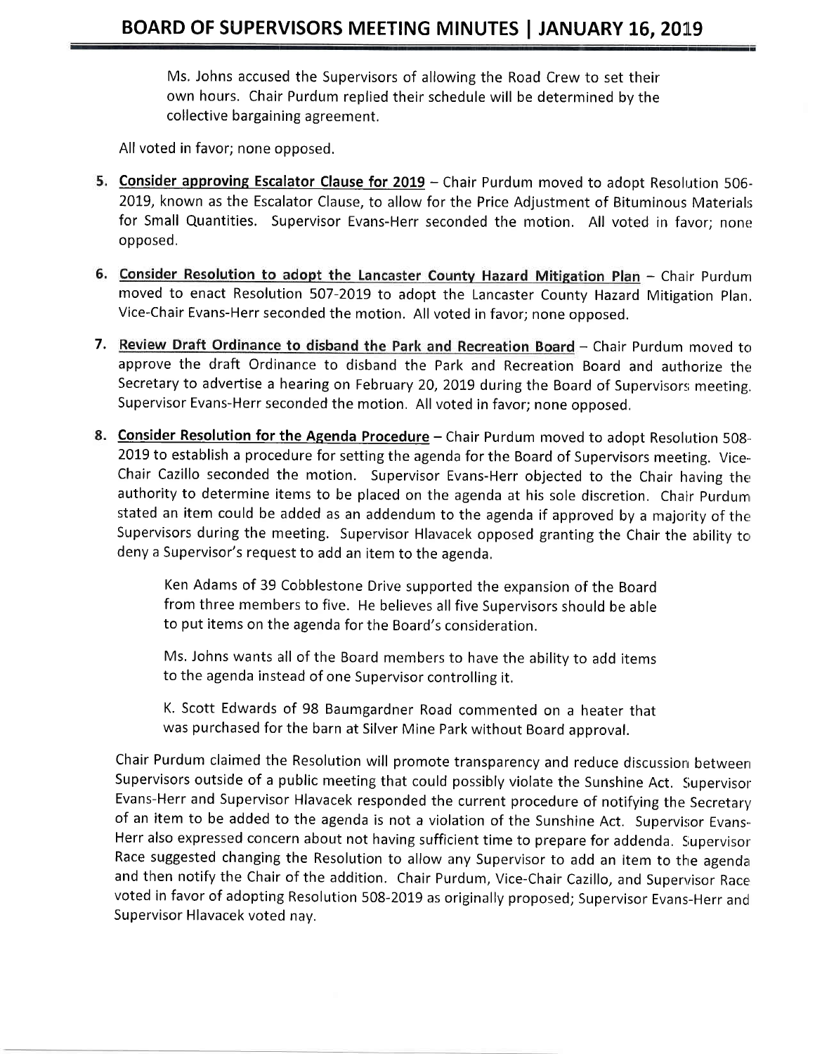Ms. Johns accused the Supervisors of allowing the Road Crew to set their own hours. Chair Purdum replied their schedule will be determined by the collective bargaining agreement.

All voted in favor; none opposed.

5. **Consider approving Escalator Clause for 2019** – Chair Purdum moved to adopt Resolution 506-2019, known as the Escalator Clause, to allow for the Price Adjustment of Bituminous Materials for Small Quantities. Supervisor Evans-Herr seconded the motion. All voted in favor; none opposed.

6. **Consider Resolution to adopt the Lancaster County Hazard Mitigation Plan** – Chair Purdum moved to enact Resolution 507-2019 to adopt the Lancaster County Hazard Mitigation Plan. Vice-Chair Evans-Herr seconded the motion. All voted in favor; none opposed.

7. **Review Draft Ordinance to disband the Park and Recreation Board** – Chair Purdum moved to approve the draft Ordinance to disband the Park and Recreation Board and authorize the Secretary to advertise a hearing on February 20, 2019 during the Board of Supervisors meeting. Supervisor Evans-Herr seconded the motion. All voted in favor; none opposed.

8. **Consider Resolution for the Agenda Procedure** – Chair Purdum moved to adopt Resolution 508-2019 to establish a procedure for setting the agenda for the Board of Supervisors meeting. Vice-Chair Cazillo seconded the motion. Supervisor Evans-Herr objected to the Chair having the authority to determine items to be placed on the agenda at his sole discretion. Chair Purdum stated an item could be added as an addendum to the agenda if approved by a majority of the Supervisors during the meeting. Supervisor Hlavacek opposed granting the Chair the ability to deny a Supervisor's request to add an item to the agenda.

   Ken Adams of 39 Cobblestone Drive supported the expansion of the Board from three members to five. He believes all five Supervisors should be able to put items on the agenda for the Board's consideration.

   Ms. Johns wants all of the Board members to have the ability to add items to the agenda instead of one Supervisor controlling it.

   K. Scott Edwards of 98 Baumgardner Road commented on a heater that was purchased for the barn at Silver Mine Park without Board approval.

   Chair Purdum claimed the Resolution will promote transparency and reduce discussion between Supervisors outside of a public meeting that could possibly violate the Sunshine Act. Supervisor Evans-Herr and Supervisor Hlavacek responded the current procedure of notifying the Secretary of an item to be added to the agenda is not a violation of the Sunshine Act. Supervisor Evans-Herr also expressed concern about not having sufficient time to prepare for addenda. Supervisor Race suggested changing the Resolution to allow any Supervisor to add an item to the agenda and then notify the Chair of the addition. Chair Purdum, Vice-Chair Cazillo, and Supervisor Race voted in favor of adopting Resolution 508-2019 as originally proposed; Supervisor Evans-Herr and Supervisor Hlavacek voted nay.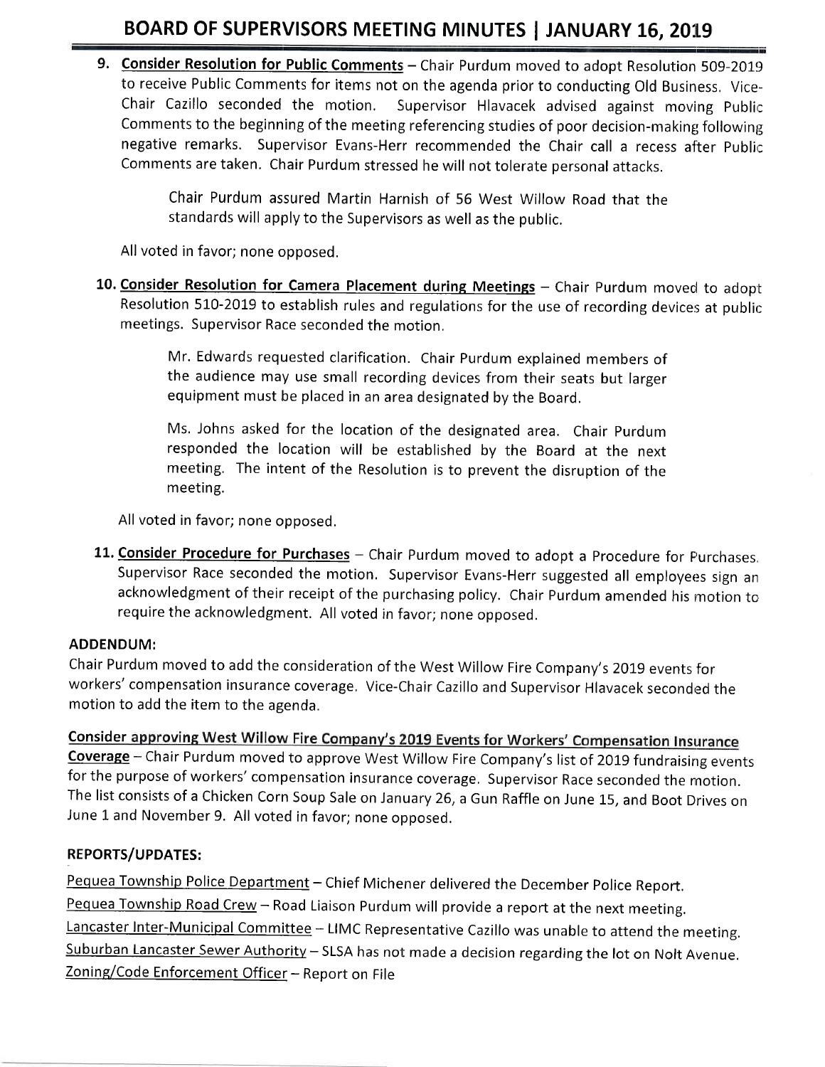9. **Consider Resolution for Public Comments** – Chair Purdum moved to adopt Resolution 509-2019 to receive Public Comments for items not on the agenda prior to conducting Old Business. Vice-Chair Cazillo seconded the motion. Supervisor Hlavacek advised against moving Public Comments to the beginning of the meeting referencing studies of poor decision-making following negative remarks. Supervisor Evans-Herr recommended the Chair call a recess after Public Comments are taken. Chair Purdum stressed he will not tolerate personal attacks.

   Chair Purdum assured Martin Harnish of 56 West Willow Road that the standards will apply to the Supervisors as well as the public.

   All voted in favor; none opposed.

10. **Consider Resolution for Camera Placement during Meetings** – Chair Purdum moved to adopt Resolution 510-2019 to establish rules and regulations for the use of recording devices at public meetings. Supervisor Race seconded the motion.

    Mr. Edwards requested clarification. Chair Purdum explained members of the audience may use small recording devices from their seats but larger equipment must be placed in an area designated by the Board.

    Ms. Johns asked for the location of the designated area. Chair Purdum responded the location will be established by the Board at the next meeting. The intent of the Resolution is to prevent the disruption of the meeting.

    All voted in favor; none opposed.

11. **Consider Procedure for Purchases** – Chair Purdum moved to adopt a Procedure for Purchases. Supervisor Race seconded the motion. Supervisor Evans-Herr suggested all employees sign an acknowledgment of their receipt of the purchasing policy. Chair Purdum amended his motion to require the acknowledgment. All voted in favor; none opposed.

**ADDENDUM:**

Chair Purdum moved to add the consideration of the West Willow Fire Company's 2019 events for workers' compensation insurance coverage. Vice-Chair Cazillo and Supervisor Hlavacek seconded the motion to add the item to the agenda.

**Consider approving West Willow Fire Company's 2019 Events for Workers' Compensation Insurance Coverage** – Chair Purdum moved to approve West Willow Fire Company's list of 2019 fundraising events for the purpose of workers' compensation insurance coverage. Supervisor Race seconded the motion. The list consists of a Chicken Corn Soup Sale on January 26, a Gun Raffle on June 15, and Boot Drives on June 1 and November 9. All voted in favor; none opposed.

**REPORTS/UPDATES:**

Pequea Township Police Department – Chief Michener delivered the December Police Report.
Pequea Township Road Crew – Road Liaison Purdum will provide a report at the next meeting.
Lancaster Inter-Municipal Committee – LIMC Representative Cazillo was unable to attend the meeting.
Suburban Lancaster Sewer Authority – SLSA has not made a decision regarding the lot on Nolt Avenue.
Zoning/Code Enforcement Officer – Report on File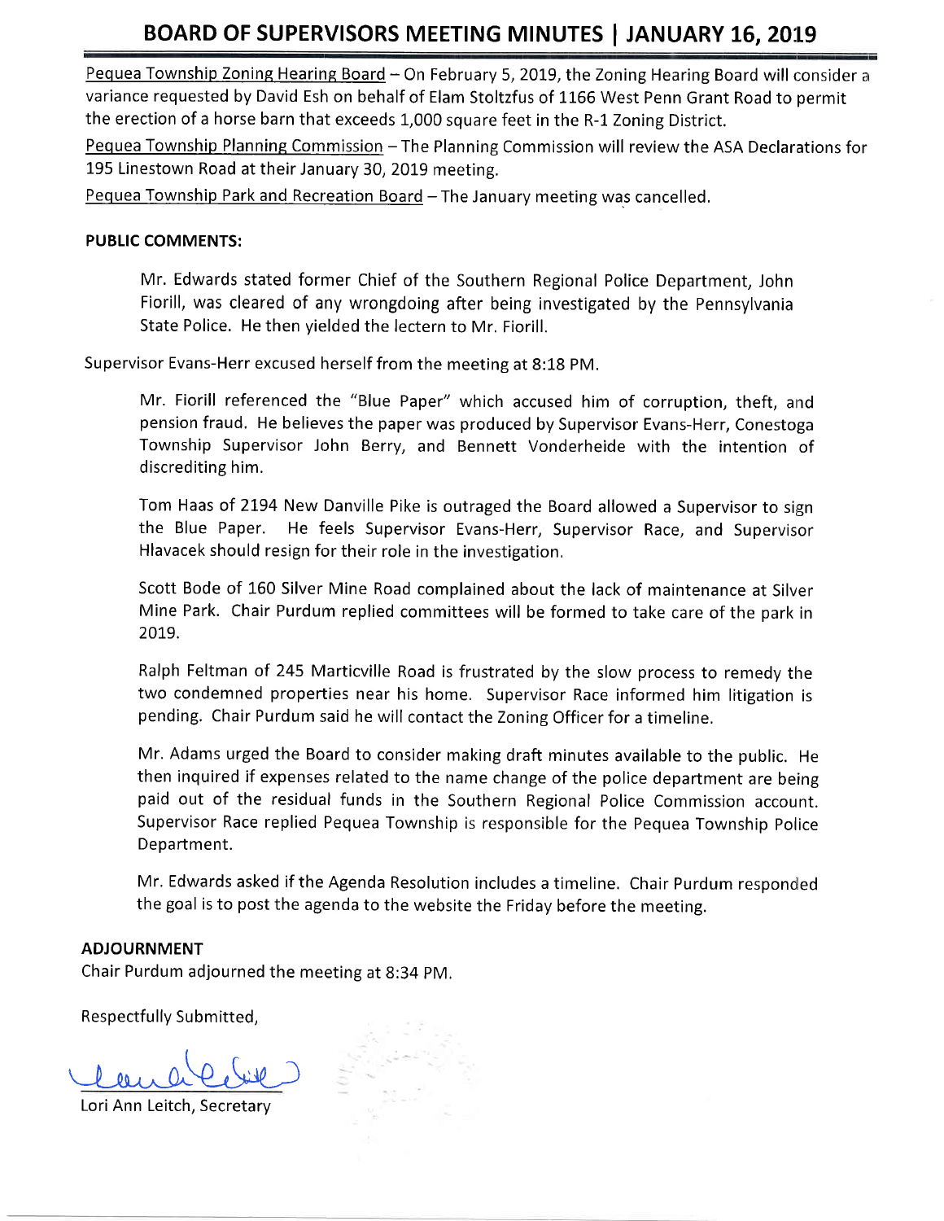Pequea Township Zoning Hearing Board – On February 5, 2019, the Zoning Hearing Board will consider a variance requested by David Esh on behalf of Elam Stoltzfus of 1166 West Penn Grant Road to permit the erection of a horse barn that exceeds 1,000 square feet in the R-1 Zoning District.

Pequea Township Planning Commission – The Planning Commission will review the ASA Declarations for 195 Linestown Road at their January 30, 2019 meeting.

Pequea Township Park and Recreation Board – The January meeting was cancelled.

**PUBLIC COMMENTS:**

Mr. Edwards stated former Chief of the Southern Regional Police Department, John Fiorill, was cleared of any wrongdoing after being investigated by the Pennsylvania State Police. He then yielded the lectern to Mr. Fiorill.

Supervisor Evans-Herr excused herself from the meeting at 8:18 PM.

Mr. Fiorill referenced the "Blue Paper" which accused him of corruption, theft, and pension fraud. He believes the paper was produced by Supervisor Evans-Herr, Conestoga Township Supervisor John Berry, and Bennett Vonderheide with the intention of discrediting him.

Tom Haas of 2194 New Danville Pike is outraged the Board allowed a Supervisor to sign the Blue Paper. He feels Supervisor Evans-Herr, Supervisor Race, and Supervisor Hlavacek should resign for their role in the investigation.

Scott Bode of 160 Silver Mine Road complained about the lack of maintenance at Silver Mine Park. Chair Purdum replied committees will be formed to take care of the park in 2019.

Ralph Feltman of 245 Marticville Road is frustrated by the slow process to remedy the two condemned properties near his home. Supervisor Race informed him litigation is pending. Chair Purdum said he will contact the Zoning Officer for a timeline.

Mr. Adams urged the Board to consider making draft minutes available to the public. He then inquired if expenses related to the name change of the police department are being paid out of the residual funds in the Southern Regional Police Commission account. Supervisor Race replied Pequea Township is responsible for the Pequea Township Police Department.

Mr. Edwards asked if the Agenda Resolution includes a timeline. Chair Purdum responded the goal is to post the agenda to the website the Friday before the meeting.

**ADJOURNMENT**

Chair Purdum adjourned the meeting at 8:34 PM.

Respectfully Submitted,

Lori Ann Leitch, Secretary